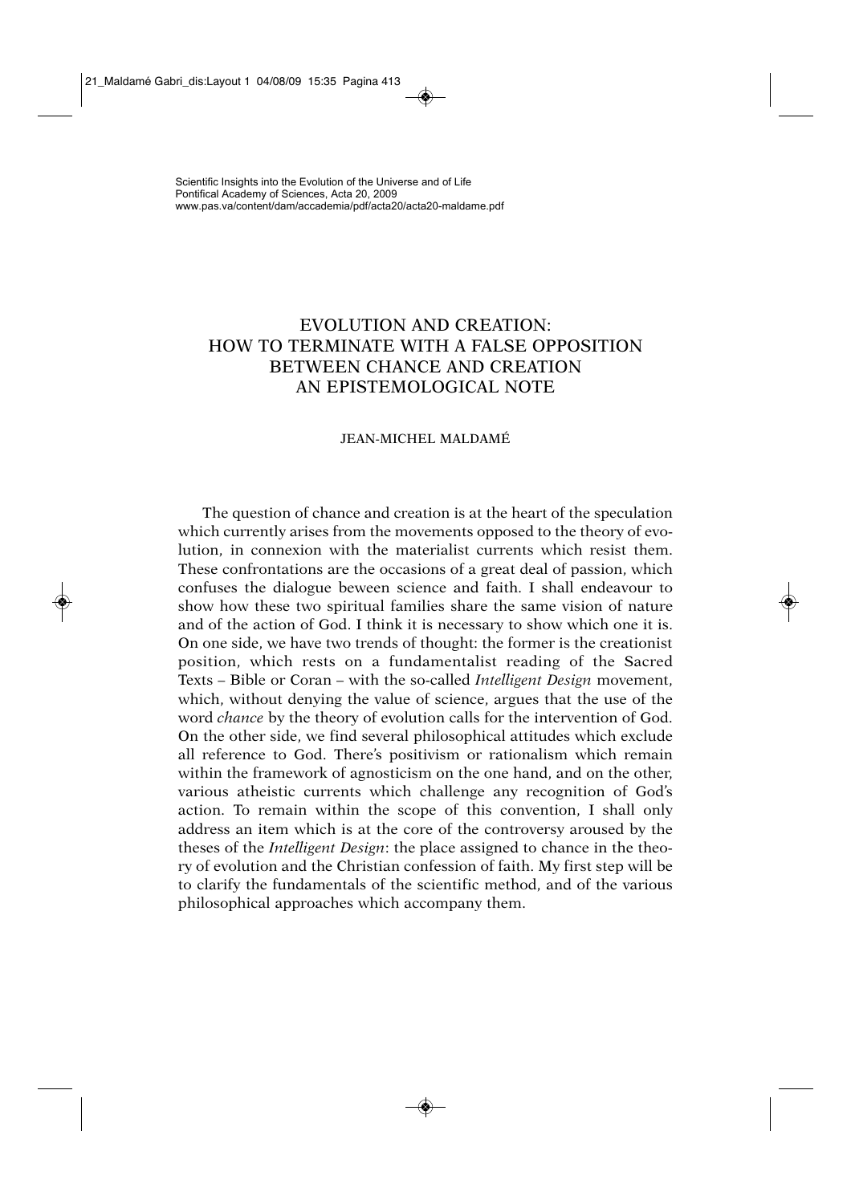Scientific Insights into the Evolution of the Universe and of Life
Pontifical Academy of Sciences, Acta 20, 2009
www.pas.va/content/dam/accademia/pdf/acta20/acta20-maldame.pdf

# EVOLUTION AND CREATION: HOW TO TERMINATE WITH A FALSE OPPOSITION BETWEEN CHANCE AND CREATION AN EPISTEMOLOGICAL NOTE

JEAN-MICHEL MALDAMÉ

The question of chance and creation is at the heart of the speculation which currently arises from the movements opposed to the theory of evolution, in connexion with the materialist currents which resist them. These confrontations are the occasions of a great deal of passion, which confuses the dialogue beween science and faith. I shall endeavour to show how these two spiritual families share the same vision of nature and of the action of God. I think it is necessary to show which one it is. On one side, we have two trends of thought: the former is the creationist position, which rests on a fundamentalist reading of the Sacred Texts – Bible or Coran – with the so-called *Intelligent Design* movement, which, without denying the value of science, argues that the use of the word *chance* by the theory of evolution calls for the intervention of God. On the other side, we find several philosophical attitudes which exclude all reference to God. There's positivism or rationalism which remain within the framework of agnosticism on the one hand, and on the other, various atheistic currents which challenge any recognition of God's action. To remain within the scope of this convention, I shall only address an item which is at the core of the controversy aroused by the theses of the *Intelligent Design*: the place assigned to chance in the theory of evolution and the Christian confession of faith. My first step will be to clarify the fundamentals of the scientific method, and of the various philosophical approaches which accompany them.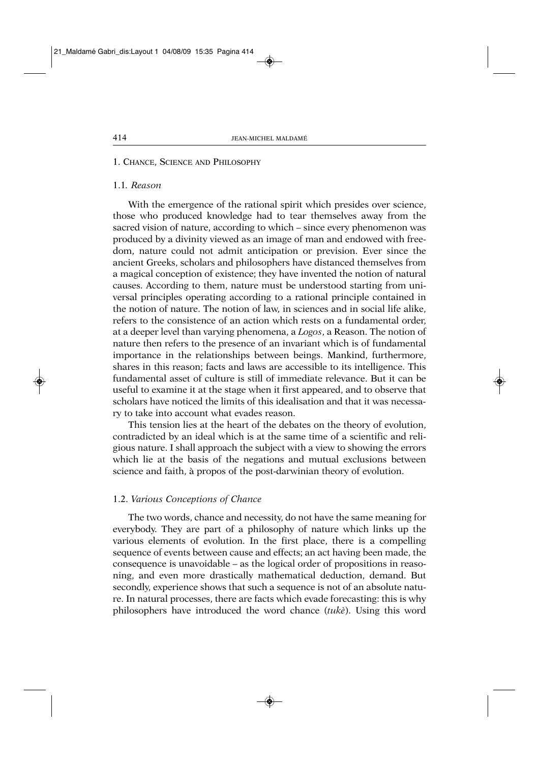## 1. Chance, Science and Philosophy

### 1.1. *Reason*

With the emergence of the rational spirit which presides over science, those who produced knowledge had to tear themselves away from the sacred vision of nature, according to which – since every phenomenon was produced by a divinity viewed as an image of man and endowed with freedom, nature could not admit anticipation or prevision. Ever since the ancient Greeks, scholars and philosophers have distanced themselves from a magical conception of existence; they have invented the notion of natural causes. According to them, nature must be understood starting from universal principles operating according to a rational principle contained in the notion of nature. The notion of law, in sciences and in social life alike, refers to the consistence of an action which rests on a fundamental order, at a deeper level than varying phenomena, a *Logos*, a Reason. The notion of nature then refers to the presence of an invariant which is of fundamental importance in the relationships between beings. Mankind, furthermore, shares in this reason; facts and laws are accessible to its intelligence. This fundamental asset of culture is still of immediate relevance. But it can be useful to examine it at the stage when it first appeared, and to observe that scholars have noticed the limits of this idealisation and that it was necessary to take into account what evades reason.

This tension lies at the heart of the debates on the theory of evolution, contradicted by an ideal which is at the same time of a scientific and religious nature. I shall approach the subject with a view to showing the errors which lie at the basis of the negations and mutual exclusions between science and faith, à propos of the post-darwinian theory of evolution.

### 1.2. *Various Conceptions of Chance*

The two words, chance and necessity, do not have the same meaning for everybody. They are part of a philosophy of nature which links up the various elements of evolution. In the first place, there is a compelling sequence of events between cause and effects; an act having been made, the consequence is unavoidable – as the logical order of propositions in reasoning, and even more drastically mathematical deduction, demand. But secondly, experience shows that such a sequence is not of an absolute nature. In natural processes, there are facts which evade forecasting: this is why philosophers have introduced the word chance (*tukè*). Using this word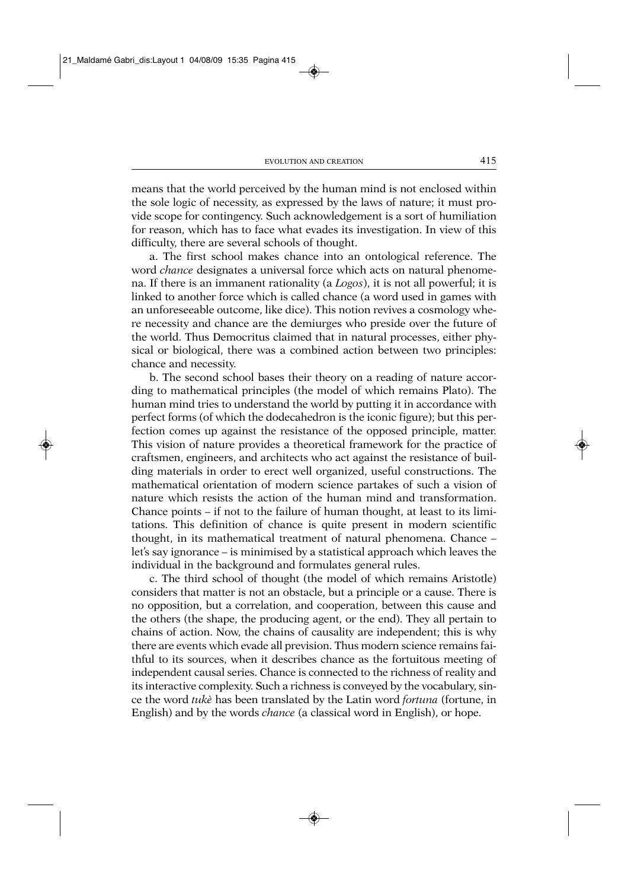means that the world perceived by the human mind is not enclosed within the sole logic of necessity, as expressed by the laws of nature; it must provide scope for contingency. Such acknowledgement is a sort of humiliation for reason, which has to face what evades its investigation. In view of this difficulty, there are several schools of thought.

a. The first school makes chance into an ontological reference. The word *chance* designates a universal force which acts on natural phenomena. If there is an immanent rationality (a *Logos*), it is not all powerful; it is linked to another force which is called chance (a word used in games with an unforeseeable outcome, like dice). This notion revives a cosmology where necessity and chance are the demiurges who preside over the future of the world. Thus Democritus claimed that in natural processes, either physical or biological, there was a combined action between two principles: chance and necessity.

b. The second school bases their theory on a reading of nature according to mathematical principles (the model of which remains Plato). The human mind tries to understand the world by putting it in accordance with perfect forms (of which the dodecahedron is the iconic figure); but this perfection comes up against the resistance of the opposed principle, matter. This vision of nature provides a theoretical framework for the practice of craftsmen, engineers, and architects who act against the resistance of building materials in order to erect well organized, useful constructions. The mathematical orientation of modern science partakes of such a vision of nature which resists the action of the human mind and transformation. Chance points – if not to the failure of human thought, at least to its limitations. This definition of chance is quite present in modern scientific thought, in its mathematical treatment of natural phenomena. Chance – let's say ignorance – is minimised by a statistical approach which leaves the individual in the background and formulates general rules.

c. The third school of thought (the model of which remains Aristotle) considers that matter is not an obstacle, but a principle or a cause. There is no opposition, but a correlation, and cooperation, between this cause and the others (the shape, the producing agent, or the end). They all pertain to chains of action. Now, the chains of causality are independent; this is why there are events which evade all prevision. Thus modern science remains faithful to its sources, when it describes chance as the fortuitous meeting of independent causal series. Chance is connected to the richness of reality and its interactive complexity. Such a richness is conveyed by the vocabulary, since the word *tukè* has been translated by the Latin word *fortuna* (fortune, in English) and by the words *chance* (a classical word in English), or hope.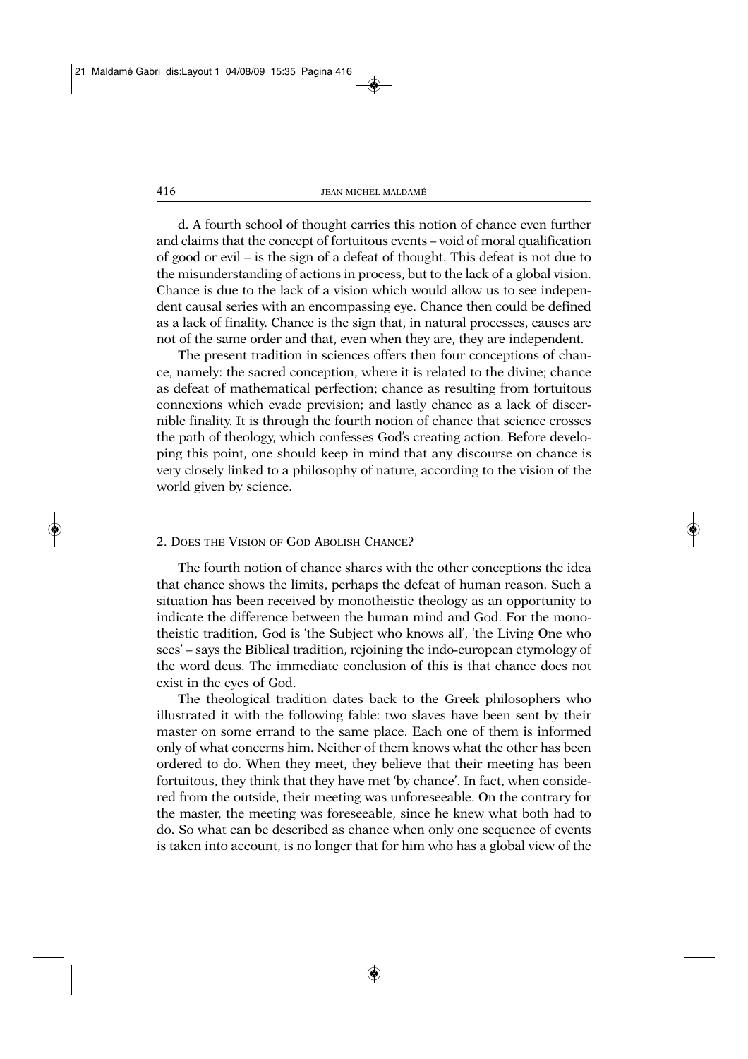d. A fourth school of thought carries this notion of chance even further and claims that the concept of fortuitous events – void of moral qualification of good or evil – is the sign of a defeat of thought. This defeat is not due to the misunderstanding of actions in process, but to the lack of a global vision. Chance is due to the lack of a vision which would allow us to see independent causal series with an encompassing eye. Chance then could be defined as a lack of finality. Chance is the sign that, in natural processes, causes are not of the same order and that, even when they are, they are independent.

The present tradition in sciences offers then four conceptions of chance, namely: the sacred conception, where it is related to the divine; chance as defeat of mathematical perfection; chance as resulting from fortuitous connexions which evade prevision; and lastly chance as a lack of discernible finality. It is through the fourth notion of chance that science crosses the path of theology, which confesses God's creating action. Before developing this point, one should keep in mind that any discourse on chance is very closely linked to a philosophy of nature, according to the vision of the world given by science.

## 2. Does the Vision of God Abolish Chance?

The fourth notion of chance shares with the other conceptions the idea that chance shows the limits, perhaps the defeat of human reason. Such a situation has been received by monotheistic theology as an opportunity to indicate the difference between the human mind and God. For the monotheistic tradition, God is 'the Subject who knows all', 'the Living One who sees' – says the Biblical tradition, rejoining the indo-european etymology of the word deus. The immediate conclusion of this is that chance does not exist in the eyes of God.

The theological tradition dates back to the Greek philosophers who illustrated it with the following fable: two slaves have been sent by their master on some errand to the same place. Each one of them is informed only of what concerns him. Neither of them knows what the other has been ordered to do. When they meet, they believe that their meeting has been fortuitous, they think that they have met 'by chance'. In fact, when considered from the outside, their meeting was unforeseeable. On the contrary for the master, the meeting was foreseeable, since he knew what both had to do. So what can be described as chance when only one sequence of events is taken into account, is no longer that for him who has a global view of the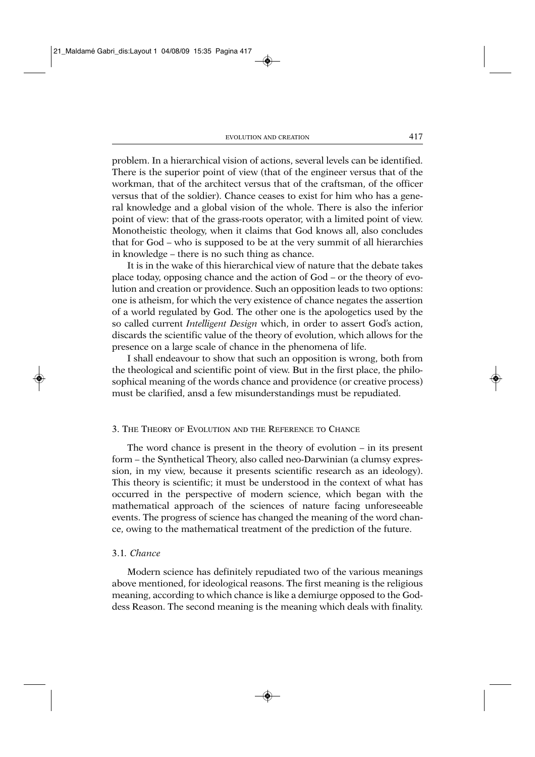problem. In a hierarchical vision of actions, several levels can be identified. There is the superior point of view (that of the engineer versus that of the workman, that of the architect versus that of the craftsman, of the officer versus that of the soldier). Chance ceases to exist for him who has a general knowledge and a global vision of the whole. There is also the inferior point of view: that of the grass-roots operator, with a limited point of view. Monotheistic theology, when it claims that God knows all, also concludes that for God – who is supposed to be at the very summit of all hierarchies in knowledge – there is no such thing as chance.

It is in the wake of this hierarchical view of nature that the debate takes place today, opposing chance and the action of God – or the theory of evolution and creation or providence. Such an opposition leads to two options: one is atheism, for which the very existence of chance negates the assertion of a world regulated by God. The other one is the apologetics used by the so called current *Intelligent Design* which, in order to assert God's action, discards the scientific value of the theory of evolution, which allows for the presence on a large scale of chance in the phenomena of life.

I shall endeavour to show that such an opposition is wrong, both from the theological and scientific point of view. But in the first place, the philosophical meaning of the words chance and providence (or creative process) must be clarified, ansd a few misunderstandings must be repudiated.

## 3. The Theory of Evolution and the Reference to Chance

The word chance is present in the theory of evolution – in its present form – the Synthetical Theory, also called neo-Darwinian (a clumsy expression, in my view, because it presents scientific research as an ideology). This theory is scientific; it must be understood in the context of what has occurred in the perspective of modern science, which began with the mathematical approach of the sciences of nature facing unforeseeable events. The progress of science has changed the meaning of the word chance, owing to the mathematical treatment of the prediction of the future.

### 3.1. *Chance*

Modern science has definitely repudiated two of the various meanings above mentioned, for ideological reasons. The first meaning is the religious meaning, according to which chance is like a demiurge opposed to the Goddess Reason. The second meaning is the meaning which deals with finality.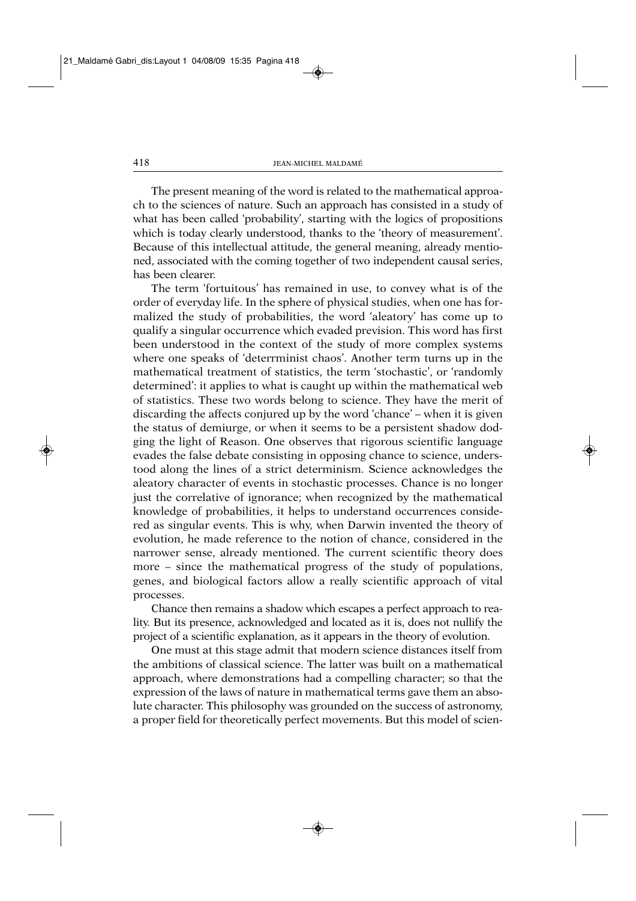The present meaning of the word is related to the mathematical approach to the sciences of nature. Such an approach has consisted in a study of what has been called 'probability', starting with the logics of propositions which is today clearly understood, thanks to the 'theory of measurement'. Because of this intellectual attitude, the general meaning, already mentioned, associated with the coming together of two independent causal series, has been clearer.

The term 'fortuitous' has remained in use, to convey what is of the order of everyday life. In the sphere of physical studies, when one has formalized the study of probabilities, the word 'aleatory' has come up to qualify a singular occurrence which evaded prevision. This word has first been understood in the context of the study of more complex systems where one speaks of 'deterrminist chaos'. Another term turns up in the mathematical treatment of statistics, the term 'stochastic', or 'randomly determined': it applies to what is caught up within the mathematical web of statistics. These two words belong to science. They have the merit of discarding the affects conjured up by the word 'chance' – when it is given the status of demiurge, or when it seems to be a persistent shadow dodging the light of Reason. One observes that rigorous scientific language evades the false debate consisting in opposing chance to science, understood along the lines of a strict determinism. Science acknowledges the aleatory character of events in stochastic processes. Chance is no longer just the correlative of ignorance; when recognized by the mathematical knowledge of probabilities, it helps to understand occurrences considered as singular events. This is why, when Darwin invented the theory of evolution, he made reference to the notion of chance, considered in the narrower sense, already mentioned. The current scientific theory does more – since the mathematical progress of the study of populations, genes, and biological factors allow a really scientific approach of vital processes.

Chance then remains a shadow which escapes a perfect approach to reality. But its presence, acknowledged and located as it is, does not nullify the project of a scientific explanation, as it appears in the theory of evolution.

One must at this stage admit that modern science distances itself from the ambitions of classical science. The latter was built on a mathematical approach, where demonstrations had a compelling character; so that the expression of the laws of nature in mathematical terms gave them an absolute character. This philosophy was grounded on the success of astronomy, a proper field for theoretically perfect movements. But this model of scien-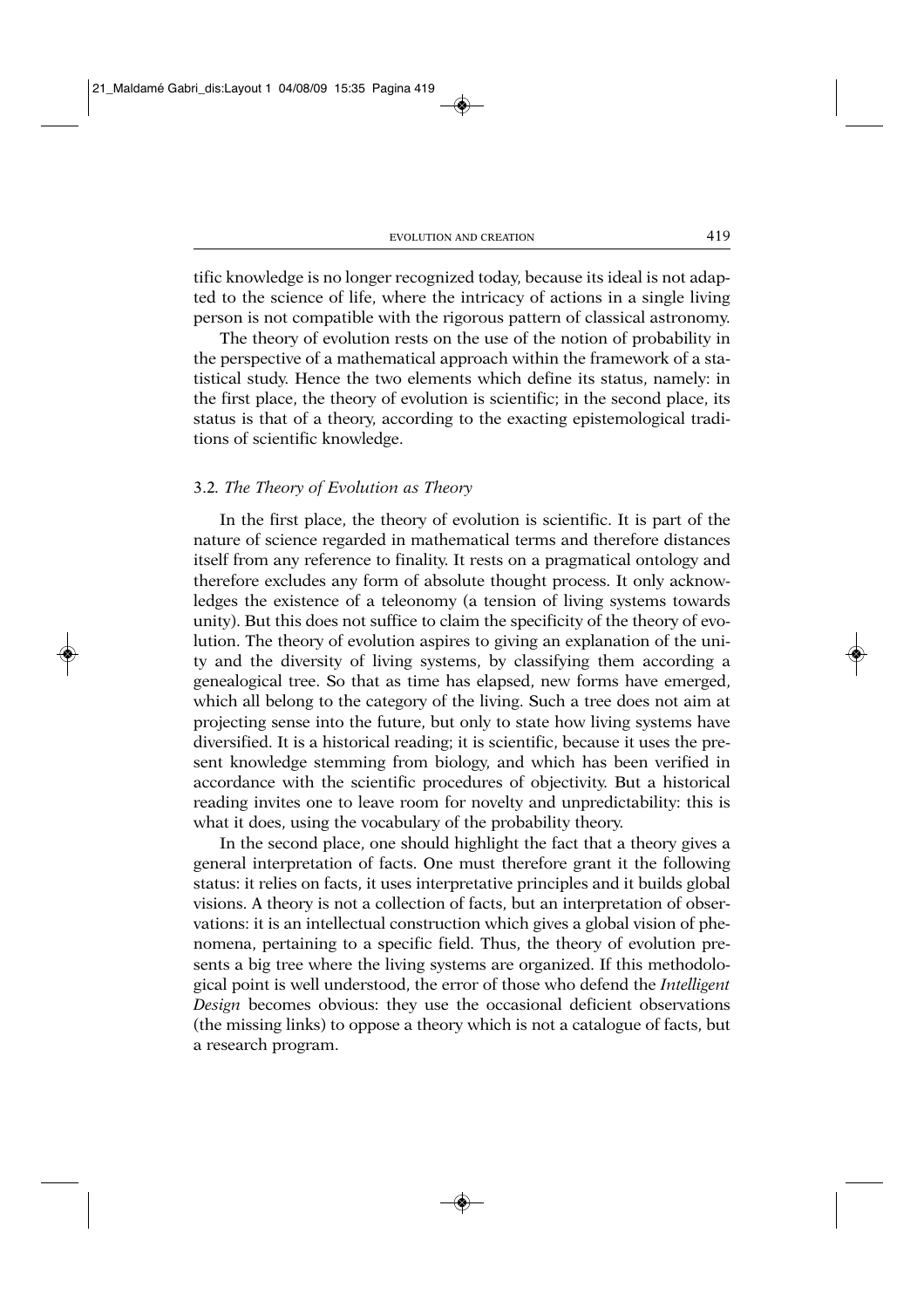tific knowledge is no longer recognized today, because its ideal is not adapted to the science of life, where the intricacy of actions in a single living person is not compatible with the rigorous pattern of classical astronomy.

The theory of evolution rests on the use of the notion of probability in the perspective of a mathematical approach within the framework of a statistical study. Hence the two elements which define its status, namely: in the first place, the theory of evolution is scientific; in the second place, its status is that of a theory, according to the exacting epistemological traditions of scientific knowledge.

### 3.2. *The Theory of Evolution as Theory*

In the first place, the theory of evolution is scientific. It is part of the nature of science regarded in mathematical terms and therefore distances itself from any reference to finality. It rests on a pragmatical ontology and therefore excludes any form of absolute thought process. It only acknowledges the existence of a teleonomy (a tension of living systems towards unity). But this does not suffice to claim the specificity of the theory of evolution. The theory of evolution aspires to giving an explanation of the unity and the diversity of living systems, by classifying them according a genealogical tree. So that as time has elapsed, new forms have emerged, which all belong to the category of the living. Such a tree does not aim at projecting sense into the future, but only to state how living systems have diversified. It is a historical reading; it is scientific, because it uses the present knowledge stemming from biology, and which has been verified in accordance with the scientific procedures of objectivity. But a historical reading invites one to leave room for novelty and unpredictability: this is what it does, using the vocabulary of the probability theory.

In the second place, one should highlight the fact that a theory gives a general interpretation of facts. One must therefore grant it the following status: it relies on facts, it uses interpretative principles and it builds global visions. A theory is not a collection of facts, but an interpretation of observations: it is an intellectual construction which gives a global vision of phenomena, pertaining to a specific field. Thus, the theory of evolution presents a big tree where the living systems are organized. If this methodological point is well understood, the error of those who defend the *Intelligent Design* becomes obvious: they use the occasional deficient observations (the missing links) to oppose a theory which is not a catalogue of facts, but a research program.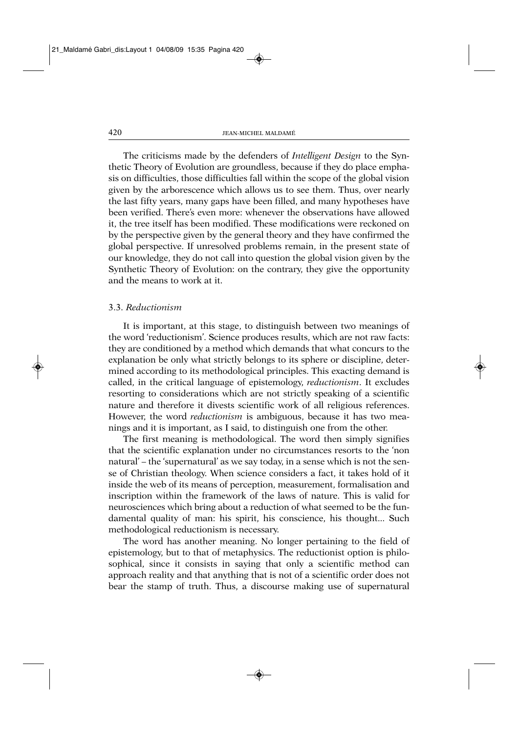The criticisms made by the defenders of *Intelligent Design* to the Synthetic Theory of Evolution are groundless, because if they do place emphasis on difficulties, those difficulties fall within the scope of the global vision given by the arborescence which allows us to see them. Thus, over nearly the last fifty years, many gaps have been filled, and many hypotheses have been verified. There's even more: whenever the observations have allowed it, the tree itself has been modified. These modifications were reckoned on by the perspective given by the general theory and they have confirmed the global perspective. If unresolved problems remain, in the present state of our knowledge, they do not call into question the global vision given by the Synthetic Theory of Evolution: on the contrary, they give the opportunity and the means to work at it.

### 3.3. *Reductionism*

It is important, at this stage, to distinguish between two meanings of the word 'reductionism'. Science produces results, which are not raw facts: they are conditioned by a method which demands that what concurs to the explanation be only what strictly belongs to its sphere or discipline, determined according to its methodological principles. This exacting demand is called, in the critical language of epistemology, *reductionism*. It excludes resorting to considerations which are not strictly speaking of a scientific nature and therefore it divests scientific work of all religious references. However, the word *reductionism* is ambiguous, because it has two meanings and it is important, as I said, to distinguish one from the other.

The first meaning is methodological. The word then simply signifies that the scientific explanation under no circumstances resorts to the 'non natural' – the 'supernatural' as we say today, in a sense which is not the sense of Christian theology. When science considers a fact, it takes hold of it inside the web of its means of perception, measurement, formalisation and inscription within the framework of the laws of nature. This is valid for neurosciences which bring about a reduction of what seemed to be the fundamental quality of man: his spirit, his conscience, his thought... Such methodological reductionism is necessary.

The word has another meaning. No longer pertaining to the field of epistemology, but to that of metaphysics. The reductionist option is philosophical, since it consists in saying that only a scientific method can approach reality and that anything that is not of a scientific order does not bear the stamp of truth. Thus, a discourse making use of supernatural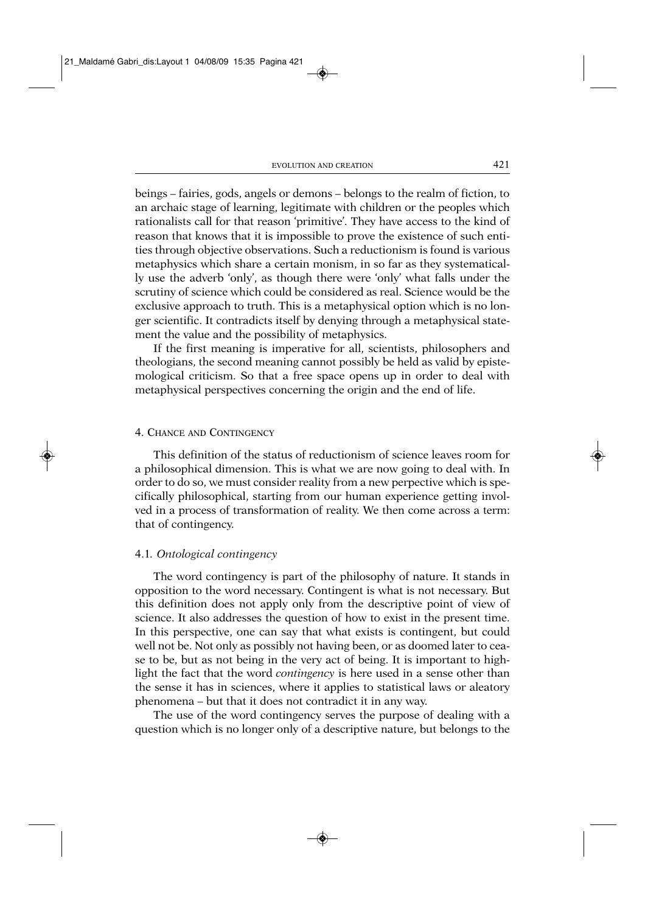beings – fairies, gods, angels or demons – belongs to the realm of fiction, to an archaic stage of learning, legitimate with children or the peoples which rationalists call for that reason 'primitive'. They have access to the kind of reason that knows that it is impossible to prove the existence of such entities through objective observations. Such a reductionism is found is various metaphysics which share a certain monism, in so far as they systematically use the adverb 'only', as though there were 'only' what falls under the scrutiny of science which could be considered as real. Science would be the exclusive approach to truth. This is a metaphysical option which is no longer scientific. It contradicts itself by denying through a metaphysical statement the value and the possibility of metaphysics.

If the first meaning is imperative for all, scientists, philosophers and theologians, the second meaning cannot possibly be held as valid by epistemological criticism. So that a free space opens up in order to deal with metaphysical perspectives concerning the origin and the end of life.

## 4. Chance and Contingency

This definition of the status of reductionism of science leaves room for a philosophical dimension. This is what we are now going to deal with. In order to do so, we must consider reality from a new perpective which is specifically philosophical, starting from our human experience getting involved in a process of transformation of reality. We then come across a term: that of contingency.

### 4.1. *Ontological contingency*

The word contingency is part of the philosophy of nature. It stands in opposition to the word necessary. Contingent is what is not necessary. But this definition does not apply only from the descriptive point of view of science. It also addresses the question of how to exist in the present time. In this perspective, one can say that what exists is contingent, but could well not be. Not only as possibly not having been, or as doomed later to cease to be, but as not being in the very act of being. It is important to highlight the fact that the word *contingency* is here used in a sense other than the sense it has in sciences, where it applies to statistical laws or aleatory phenomena – but that it does not contradict it in any way.

The use of the word contingency serves the purpose of dealing with a question which is no longer only of a descriptive nature, but belongs to the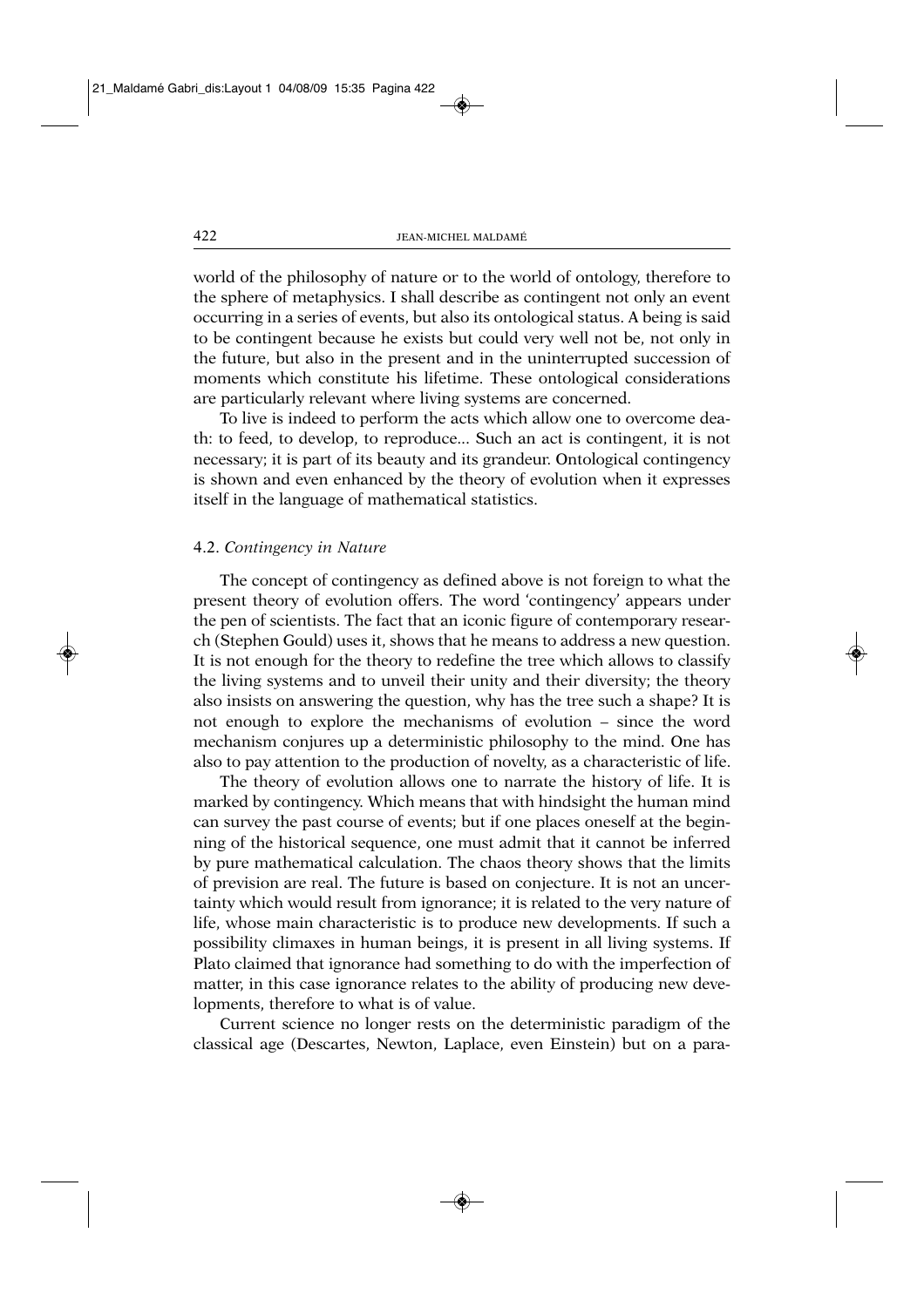world of the philosophy of nature or to the world of ontology, therefore to the sphere of metaphysics. I shall describe as contingent not only an event occurring in a series of events, but also its ontological status. A being is said to be contingent because he exists but could very well not be, not only in the future, but also in the present and in the uninterrupted succession of moments which constitute his lifetime. These ontological considerations are particularly relevant where living systems are concerned.

To live is indeed to perform the acts which allow one to overcome death: to feed, to develop, to reproduce... Such an act is contingent, it is not necessary; it is part of its beauty and its grandeur. Ontological contingency is shown and even enhanced by the theory of evolution when it expresses itself in the language of mathematical statistics.

### 4.2. *Contingency in Nature*

The concept of contingency as defined above is not foreign to what the present theory of evolution offers. The word 'contingency' appears under the pen of scientists. The fact that an iconic figure of contemporary research (Stephen Gould) uses it, shows that he means to address a new question. It is not enough for the theory to redefine the tree which allows to classify the living systems and to unveil their unity and their diversity; the theory also insists on answering the question, why has the tree such a shape? It is not enough to explore the mechanisms of evolution – since the word mechanism conjures up a deterministic philosophy to the mind. One has also to pay attention to the production of novelty, as a characteristic of life.

The theory of evolution allows one to narrate the history of life. It is marked by contingency. Which means that with hindsight the human mind can survey the past course of events; but if one places oneself at the beginning of the historical sequence, one must admit that it cannot be inferred by pure mathematical calculation. The chaos theory shows that the limits of prevision are real. The future is based on conjecture. It is not an uncertainty which would result from ignorance; it is related to the very nature of life, whose main characteristic is to produce new developments. If such a possibility climaxes in human beings, it is present in all living systems. If Plato claimed that ignorance had something to do with the imperfection of matter, in this case ignorance relates to the ability of producing new developments, therefore to what is of value.

Current science no longer rests on the deterministic paradigm of the classical age (Descartes, Newton, Laplace, even Einstein) but on a para-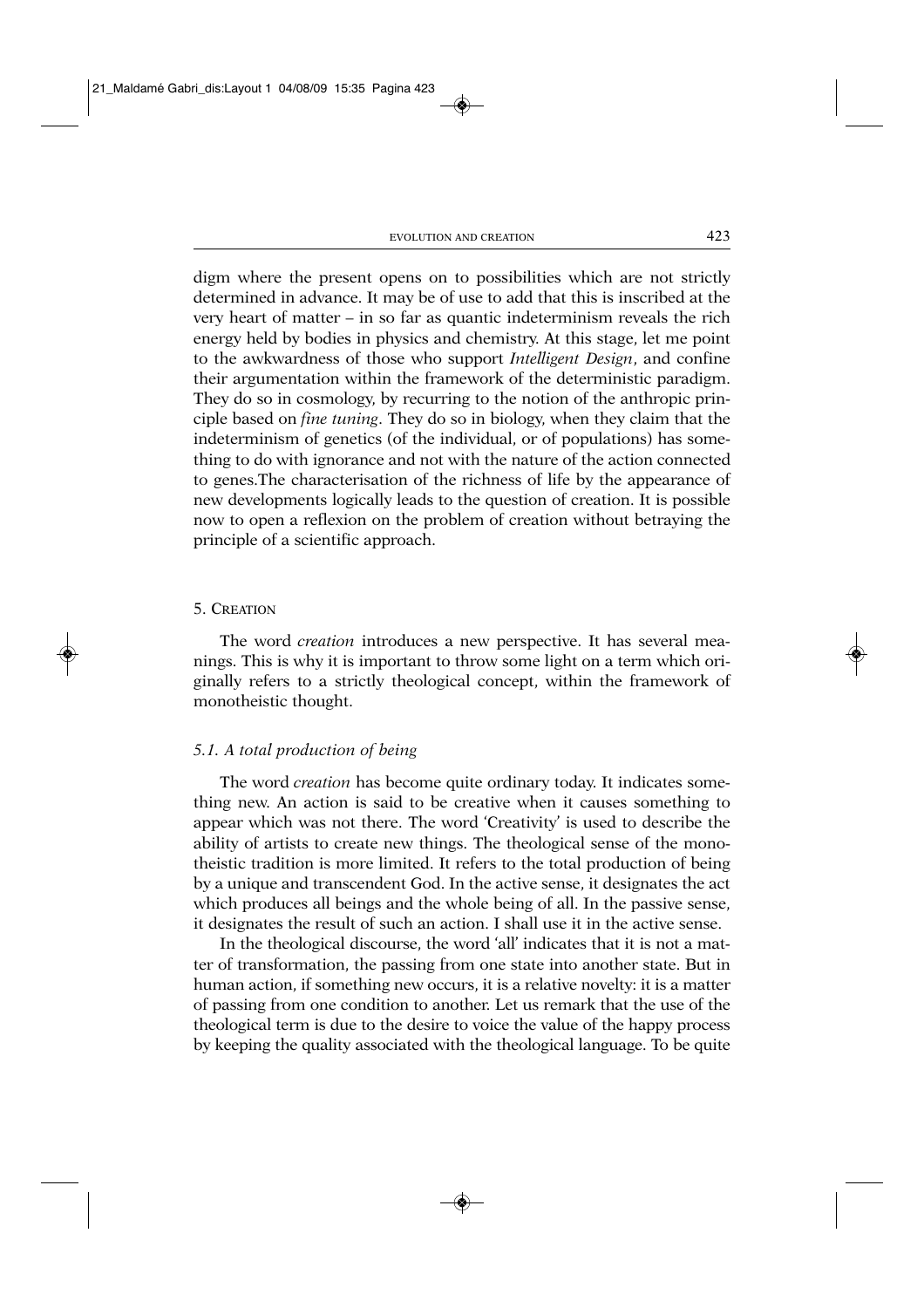digm where the present opens on to possibilities which are not strictly determined in advance. It may be of use to add that this is inscribed at the very heart of matter – in so far as quantic indeterminism reveals the rich energy held by bodies in physics and chemistry. At this stage, let me point to the awkwardness of those who support *Intelligent Design*, and confine their argumentation within the framework of the deterministic paradigm. They do so in cosmology, by recurring to the notion of the anthropic principle based on *fine tuning*. They do so in biology, when they claim that the indeterminism of genetics (of the individual, or of populations) has something to do with ignorance and not with the nature of the action connected to genes.The characterisation of the richness of life by the appearance of new developments logically leads to the question of creation. It is possible now to open a reflexion on the problem of creation without betraying the principle of a scientific approach.

## 5. Creation

The word *creation* introduces a new perspective. It has several meanings. This is why it is important to throw some light on a term which originally refers to a strictly theological concept, within the framework of monotheistic thought.

### *5.1. A total production of being*

The word *creation* has become quite ordinary today. It indicates something new. An action is said to be creative when it causes something to appear which was not there. The word 'Creativity' is used to describe the ability of artists to create new things. The theological sense of the monotheistic tradition is more limited. It refers to the total production of being by a unique and transcendent God. In the active sense, it designates the act which produces all beings and the whole being of all. In the passive sense, it designates the result of such an action. I shall use it in the active sense.

In the theological discourse, the word 'all' indicates that it is not a matter of transformation, the passing from one state into another state. But in human action, if something new occurs, it is a relative novelty: it is a matter of passing from one condition to another. Let us remark that the use of the theological term is due to the desire to voice the value of the happy process by keeping the quality associated with the theological language. To be quite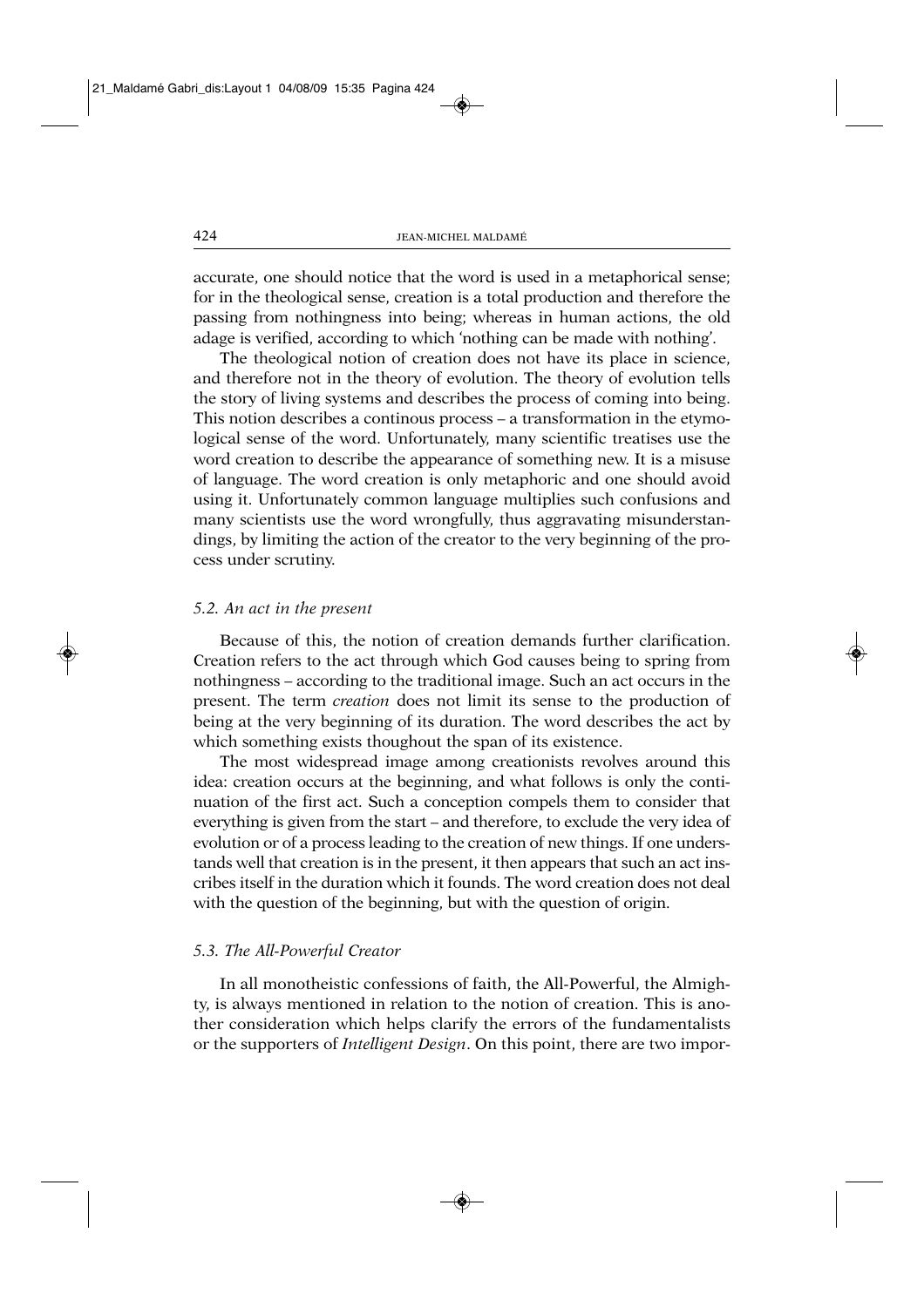accurate, one should notice that the word is used in a metaphorical sense; for in the theological sense, creation is a total production and therefore the passing from nothingness into being; whereas in human actions, the old adage is verified, according to which 'nothing can be made with nothing'.

The theological notion of creation does not have its place in science, and therefore not in the theory of evolution. The theory of evolution tells the story of living systems and describes the process of coming into being. This notion describes a continous process – a transformation in the etymological sense of the word. Unfortunately, many scientific treatises use the word creation to describe the appearance of something new. It is a misuse of language. The word creation is only metaphoric and one should avoid using it. Unfortunately common language multiplies such confusions and many scientists use the word wrongfully, thus aggravating misunderstandings, by limiting the action of the creator to the very beginning of the process under scrutiny.

### *5.2. An act in the present*

Because of this, the notion of creation demands further clarification. Creation refers to the act through which God causes being to spring from nothingness – according to the traditional image. Such an act occurs in the present. The term *creation* does not limit its sense to the production of being at the very beginning of its duration. The word describes the act by which something exists thoughout the span of its existence.

The most widespread image among creationists revolves around this idea: creation occurs at the beginning, and what follows is only the continuation of the first act. Such a conception compels them to consider that everything is given from the start – and therefore, to exclude the very idea of evolution or of a process leading to the creation of new things. If one understands well that creation is in the present, it then appears that such an act inscribes itself in the duration which it founds. The word creation does not deal with the question of the beginning, but with the question of origin.

### *5.3. The All-Powerful Creator*

In all monotheistic confessions of faith, the All-Powerful, the Almighty, is always mentioned in relation to the notion of creation. This is another consideration which helps clarify the errors of the fundamentalists or the supporters of *Intelligent Design*. On this point, there are two impor-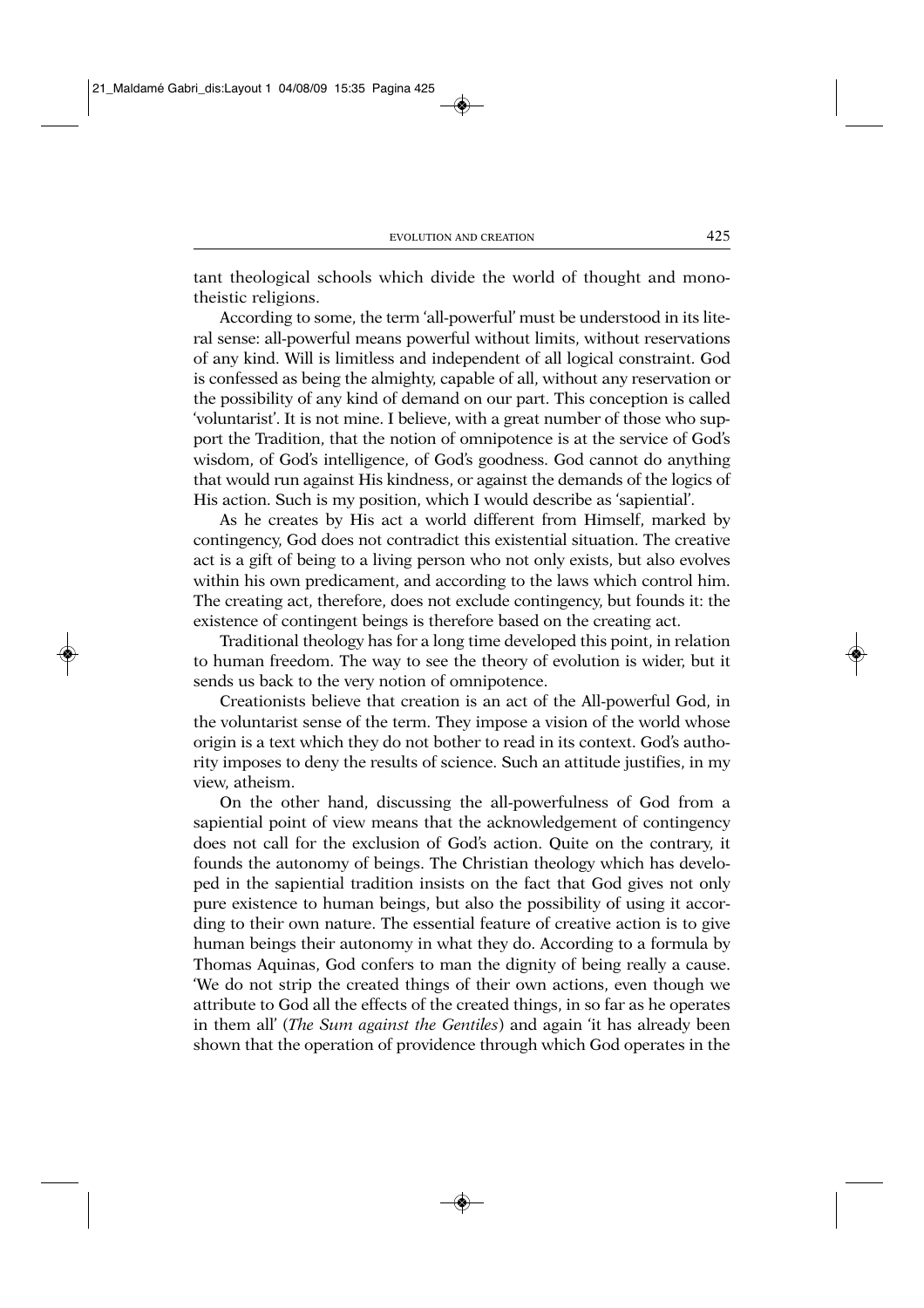tant theological schools which divide the world of thought and monotheistic religions.

According to some, the term 'all-powerful' must be understood in its literal sense: all-powerful means powerful without limits, without reservations of any kind. Will is limitless and independent of all logical constraint. God is confessed as being the almighty, capable of all, without any reservation or the possibility of any kind of demand on our part. This conception is called 'voluntarist'. It is not mine. I believe, with a great number of those who support the Tradition, that the notion of omnipotence is at the service of God's wisdom, of God's intelligence, of God's goodness. God cannot do anything that would run against His kindness, or against the demands of the logics of His action. Such is my position, which I would describe as 'sapiential'.

As he creates by His act a world different from Himself, marked by contingency, God does not contradict this existential situation. The creative act is a gift of being to a living person who not only exists, but also evolves within his own predicament, and according to the laws which control him. The creating act, therefore, does not exclude contingency, but founds it: the existence of contingent beings is therefore based on the creating act.

Traditional theology has for a long time developed this point, in relation to human freedom. The way to see the theory of evolution is wider, but it sends us back to the very notion of omnipotence.

Creationists believe that creation is an act of the All-powerful God, in the voluntarist sense of the term. They impose a vision of the world whose origin is a text which they do not bother to read in its context. God's authority imposes to deny the results of science. Such an attitude justifies, in my view, atheism.

On the other hand, discussing the all-powerfulness of God from a sapiential point of view means that the acknowledgement of contingency does not call for the exclusion of God's action. Quite on the contrary, it founds the autonomy of beings. The Christian theology which has developed in the sapiential tradition insists on the fact that God gives not only pure existence to human beings, but also the possibility of using it according to their own nature. The essential feature of creative action is to give human beings their autonomy in what they do. According to a formula by Thomas Aquinas, God confers to man the dignity of being really a cause. 'We do not strip the created things of their own actions, even though we attribute to God all the effects of the created things, in so far as he operates in them all' (*The Sum against the Gentiles*) and again 'it has already been shown that the operation of providence through which God operates in the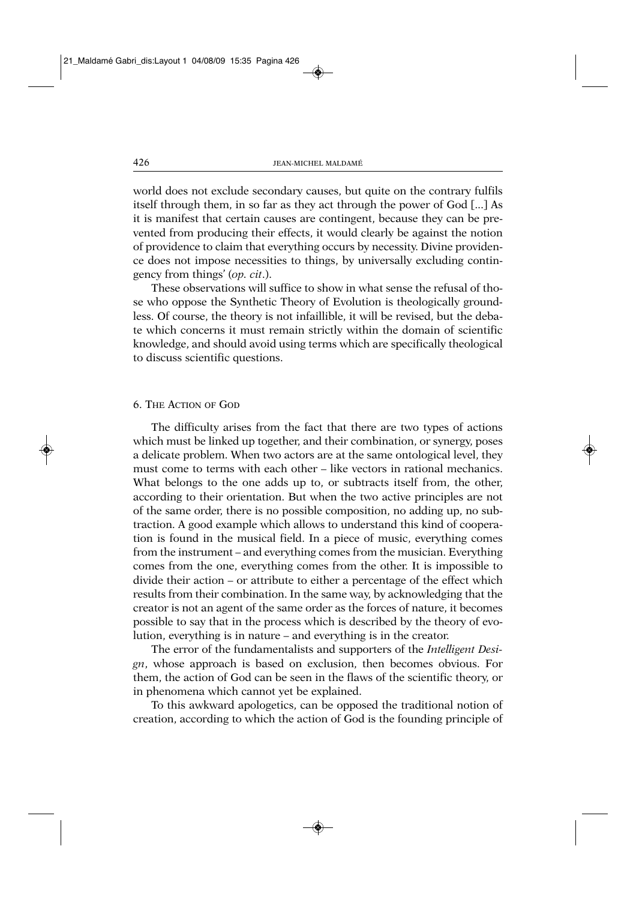world does not exclude secondary causes, but quite on the contrary fulfils itself through them, in so far as they act through the power of God [...] As it is manifest that certain causes are contingent, because they can be prevented from producing their effects, it would clearly be against the notion of providence to claim that everything occurs by necessity. Divine providence does not impose necessities to things, by universally excluding contingency from things' (*op. cit*.).

These observations will suffice to show in what sense the refusal of those who oppose the Synthetic Theory of Evolution is theologically groundless. Of course, the theory is not infaillible, it will be revised, but the debate which concerns it must remain strictly within the domain of scientific knowledge, and should avoid using terms which are specifically theological to discuss scientific questions.

## 6. The Action of God

The difficulty arises from the fact that there are two types of actions which must be linked up together, and their combination, or synergy, poses a delicate problem. When two actors are at the same ontological level, they must come to terms with each other – like vectors in rational mechanics. What belongs to the one adds up to, or subtracts itself from, the other, according to their orientation. But when the two active principles are not of the same order, there is no possible composition, no adding up, no subtraction. A good example which allows to understand this kind of cooperation is found in the musical field. In a piece of music, everything comes from the instrument – and everything comes from the musician. Everything comes from the one, everything comes from the other. It is impossible to divide their action – or attribute to either a percentage of the effect which results from their combination. In the same way, by acknowledging that the creator is not an agent of the same order as the forces of nature, it becomes possible to say that in the process which is described by the theory of evolution, everything is in nature – and everything is in the creator.

The error of the fundamentalists and supporters of the *Intelligent Design*, whose approach is based on exclusion, then becomes obvious. For them, the action of God can be seen in the flaws of the scientific theory, or in phenomena which cannot yet be explained.

To this awkward apologetics, can be opposed the traditional notion of creation, according to which the action of God is the founding principle of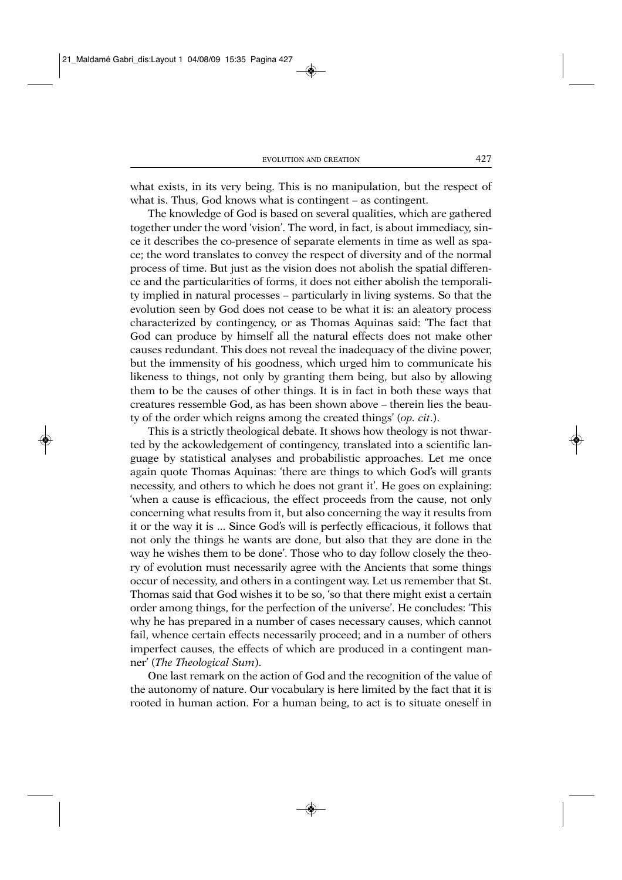what exists, in its very being. This is no manipulation, but the respect of what is. Thus, God knows what is contingent – as contingent.

The knowledge of God is based on several qualities, which are gathered together under the word 'vision'. The word, in fact, is about immediacy, since it describes the co-presence of separate elements in time as well as space; the word translates to convey the respect of diversity and of the normal process of time. But just as the vision does not abolish the spatial difference and the particularities of forms, it does not either abolish the temporality implied in natural processes – particularly in living systems. So that the evolution seen by God does not cease to be what it is: an aleatory process characterized by contingency, or as Thomas Aquinas said: 'The fact that God can produce by himself all the natural effects does not make other causes redundant. This does not reveal the inadequacy of the divine power, but the immensity of his goodness, which urged him to communicate his likeness to things, not only by granting them being, but also by allowing them to be the causes of other things. It is in fact in both these ways that creatures ressemble God, as has been shown above – therein lies the beauty of the order which reigns among the created things' (*op. cit*.).

This is a strictly theological debate. It shows how theology is not thwarted by the ackowledgement of contingency, translated into a scientific language by statistical analyses and probabilistic approaches. Let me once again quote Thomas Aquinas: 'there are things to which God's will grants necessity, and others to which he does not grant it'. He goes on explaining: 'when a cause is efficacious, the effect proceeds from the cause, not only concerning what results from it, but also concerning the way it results from it or the way it is ... Since God's will is perfectly efficacious, it follows that not only the things he wants are done, but also that they are done in the way he wishes them to be done'. Those who to day follow closely the theory of evolution must necessarily agree with the Ancients that some things occur of necessity, and others in a contingent way. Let us remember that St. Thomas said that God wishes it to be so, 'so that there might exist a certain order among things, for the perfection of the universe'. He concludes: 'This why he has prepared in a number of cases necessary causes, which cannot fail, whence certain effects necessarily proceed; and in a number of others imperfect causes, the effects of which are produced in a contingent manner' (*The Theological Sum*).

One last remark on the action of God and the recognition of the value of the autonomy of nature. Our vocabulary is here limited by the fact that it is rooted in human action. For a human being, to act is to situate oneself in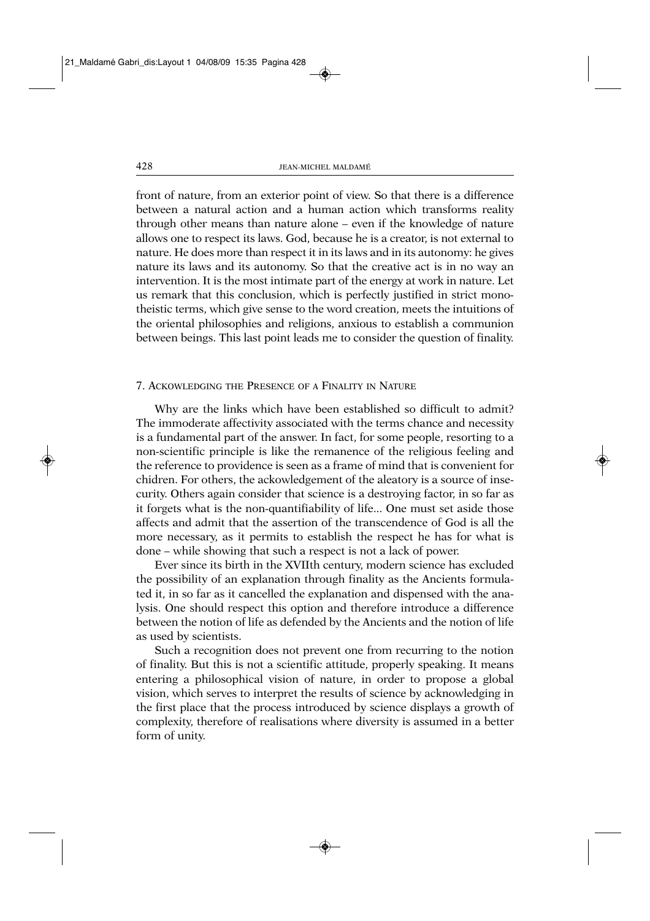front of nature, from an exterior point of view. So that there is a difference between a natural action and a human action which transforms reality through other means than nature alone – even if the knowledge of nature allows one to respect its laws. God, because he is a creator, is not external to nature. He does more than respect it in its laws and in its autonomy: he gives nature its laws and its autonomy. So that the creative act is in no way an intervention. It is the most intimate part of the energy at work in nature. Let us remark that this conclusion, which is perfectly justified in strict monotheistic terms, which give sense to the word creation, meets the intuitions of the oriental philosophies and religions, anxious to establish a communion between beings. This last point leads me to consider the question of finality.

## 7. Ackowledging the Presence of a Finality in Nature

Why are the links which have been established so difficult to admit? The immoderate affectivity associated with the terms chance and necessity is a fundamental part of the answer. In fact, for some people, resorting to a non-scientific principle is like the remanence of the religious feeling and the reference to providence is seen as a frame of mind that is convenient for chidren. For others, the ackowledgement of the aleatory is a source of insecurity. Others again consider that science is a destroying factor, in so far as it forgets what is the non-quantifiability of life... One must set aside those affects and admit that the assertion of the transcendence of God is all the more necessary, as it permits to establish the respect he has for what is done – while showing that such a respect is not a lack of power.

Ever since its birth in the XVIIth century, modern science has excluded the possibility of an explanation through finality as the Ancients formulated it, in so far as it cancelled the explanation and dispensed with the analysis. One should respect this option and therefore introduce a difference between the notion of life as defended by the Ancients and the notion of life as used by scientists.

Such a recognition does not prevent one from recurring to the notion of finality. But this is not a scientific attitude, properly speaking. It means entering a philosophical vision of nature, in order to propose a global vision, which serves to interpret the results of science by acknowledging in the first place that the process introduced by science displays a growth of complexity, therefore of realisations where diversity is assumed in a better form of unity.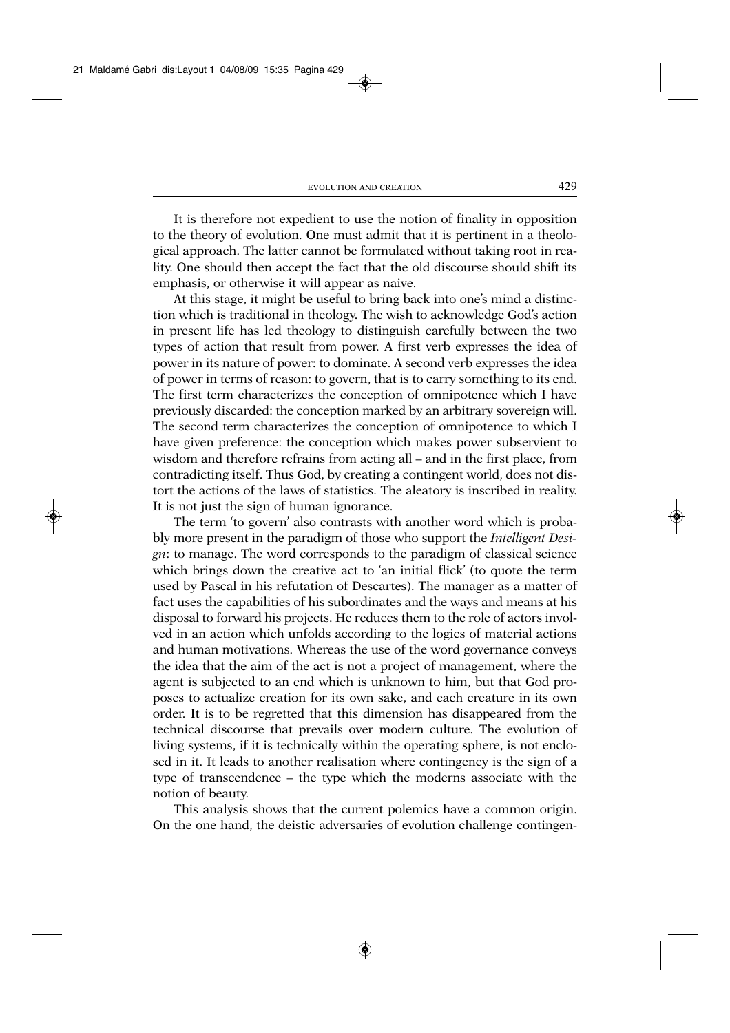It is therefore not expedient to use the notion of finality in opposition to the theory of evolution. One must admit that it is pertinent in a theological approach. The latter cannot be formulated without taking root in reality. One should then accept the fact that the old discourse should shift its emphasis, or otherwise it will appear as naive.

At this stage, it might be useful to bring back into one's mind a distinction which is traditional in theology. The wish to acknowledge God's action in present life has led theology to distinguish carefully between the two types of action that result from power. A first verb expresses the idea of power in its nature of power: to dominate. A second verb expresses the idea of power in terms of reason: to govern, that is to carry something to its end. The first term characterizes the conception of omnipotence which I have previously discarded: the conception marked by an arbitrary sovereign will. The second term characterizes the conception of omnipotence to which I have given preference: the conception which makes power subservient to wisdom and therefore refrains from acting all – and in the first place, from contradicting itself. Thus God, by creating a contingent world, does not distort the actions of the laws of statistics. The aleatory is inscribed in reality. It is not just the sign of human ignorance.

The term 'to govern' also contrasts with another word which is probably more present in the paradigm of those who support the *Intelligent Design*: to manage. The word corresponds to the paradigm of classical science which brings down the creative act to 'an initial flick' (to quote the term used by Pascal in his refutation of Descartes). The manager as a matter of fact uses the capabilities of his subordinates and the ways and means at his disposal to forward his projects. He reduces them to the role of actors involved in an action which unfolds according to the logics of material actions and human motivations. Whereas the use of the word governance conveys the idea that the aim of the act is not a project of management, where the agent is subjected to an end which is unknown to him, but that God proposes to actualize creation for its own sake, and each creature in its own order. It is to be regretted that this dimension has disappeared from the technical discourse that prevails over modern culture. The evolution of living systems, if it is technically within the operating sphere, is not enclosed in it. It leads to another realisation where contingency is the sign of a type of transcendence – the type which the moderns associate with the notion of beauty.

This analysis shows that the current polemics have a common origin. On the one hand, the deistic adversaries of evolution challenge contingen-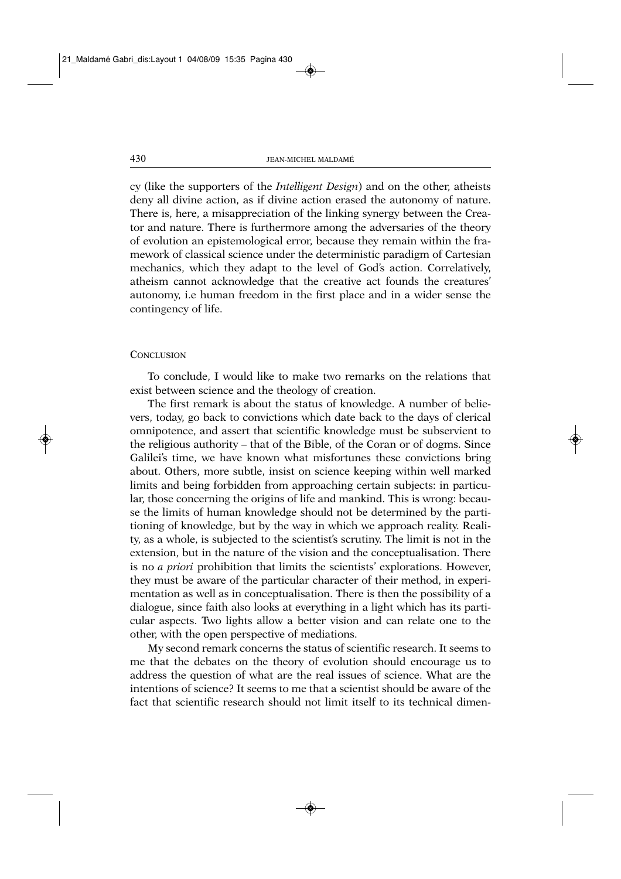cy (like the supporters of the *Intelligent Design*) and on the other, atheists deny all divine action, as if divine action erased the autonomy of nature. There is, here, a misappreciation of the linking synergy between the Creator and nature. There is furthermore among the adversaries of the theory of evolution an epistemological error, because they remain within the framework of classical science under the deterministic paradigm of Cartesian mechanics, which they adapt to the level of God's action. Correlatively, atheism cannot acknowledge that the creative act founds the creatures' autonomy, i.e human freedom in the first place and in a wider sense the contingency of life.

## Conclusion

To conclude, I would like to make two remarks on the relations that exist between science and the theology of creation.

The first remark is about the status of knowledge. A number of believers, today, go back to convictions which date back to the days of clerical omnipotence, and assert that scientific knowledge must be subservient to the religious authority – that of the Bible, of the Coran or of dogms. Since Galilei's time, we have known what misfortunes these convictions bring about. Others, more subtle, insist on science keeping within well marked limits and being forbidden from approaching certain subjects: in particular, those concerning the origins of life and mankind. This is wrong: because the limits of human knowledge should not be determined by the partitioning of knowledge, but by the way in which we approach reality. Reality, as a whole, is subjected to the scientist's scrutiny. The limit is not in the extension, but in the nature of the vision and the conceptualisation. There is no *a priori* prohibition that limits the scientists' explorations. However, they must be aware of the particular character of their method, in experimentation as well as in conceptualisation. There is then the possibility of a dialogue, since faith also looks at everything in a light which has its particular aspects. Two lights allow a better vision and can relate one to the other, with the open perspective of mediations.

My second remark concerns the status of scientific research. It seems to me that the debates on the theory of evolution should encourage us to address the question of what are the real issues of science. What are the intentions of science? It seems to me that a scientist should be aware of the fact that scientific research should not limit itself to its technical dimen-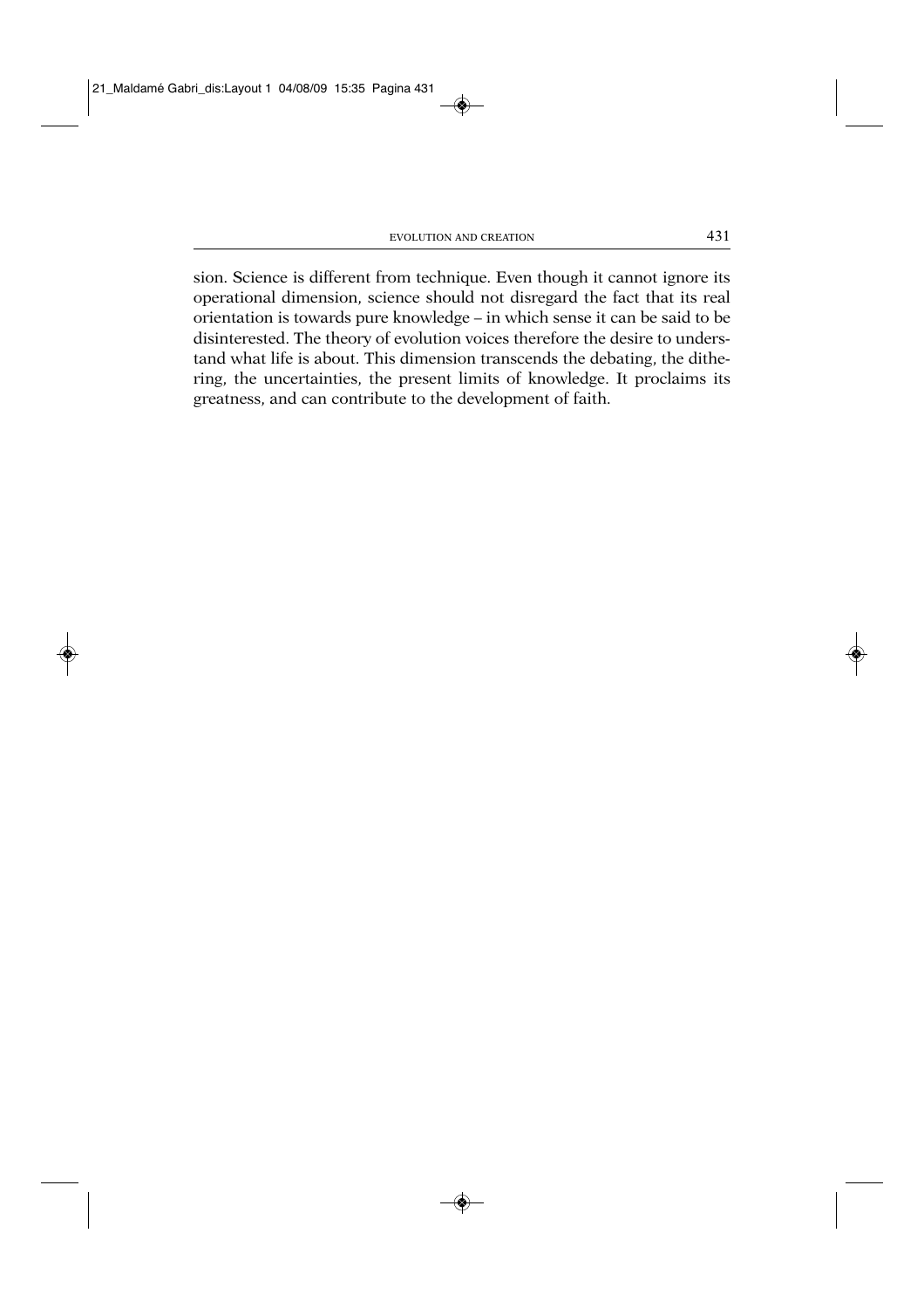sion. Science is different from technique. Even though it cannot ignore its operational dimension, science should not disregard the fact that its real orientation is towards pure knowledge – in which sense it can be said to be disinterested. The theory of evolution voices therefore the desire to understand what life is about. This dimension transcends the debating, the dithering, the uncertainties, the present limits of knowledge. It proclaims its greatness, and can contribute to the development of faith.